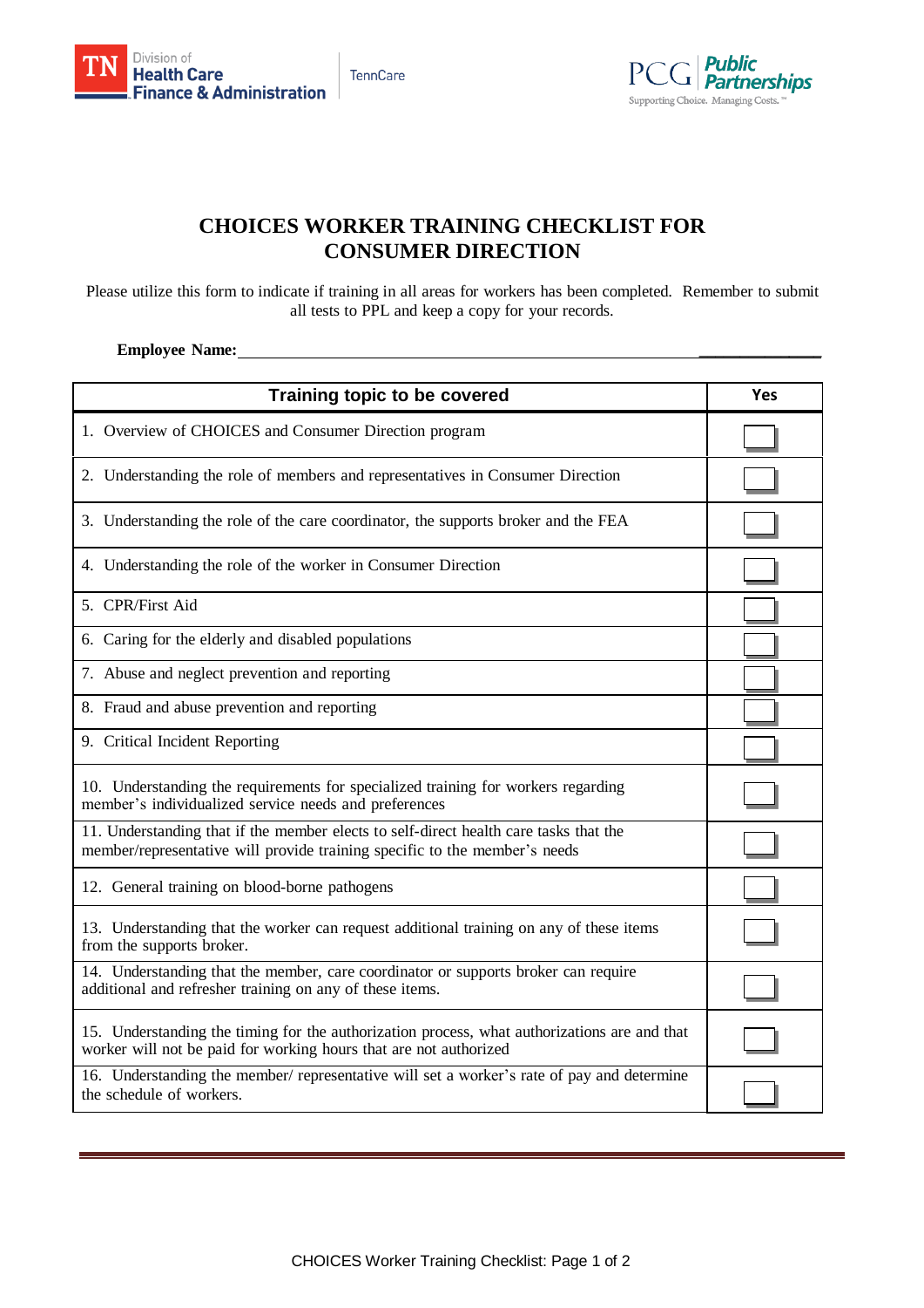Division of Health Care Finance & Administration | TennCare

PCG Public Partnerships — Supporting Choice. Managing Costs.™

# CHOICES WORKER TRAINING CHECKLIST FOR CONSUMER DIRECTION

Please utilize this form to indicate if training in all areas for workers has been completed. Remember to submit all tests to PPL and keep a copy for your records.

**Employee Name:** ______________________________

| Training topic to be covered | Yes |
|---|---|
| 1. Overview of CHOICES and Consumer Direction program | ☐ |
| 2. Understanding the role of members and representatives in Consumer Direction | ☐ |
| 3. Understanding the role of the care coordinator, the supports broker and the FEA | ☐ |
| 4. Understanding the role of the worker in Consumer Direction | ☐ |
| 5. CPR/First Aid | ☐ |
| 6. Caring for the elderly and disabled populations | ☐ |
| 7. Abuse and neglect prevention and reporting | ☐ |
| 8. Fraud and abuse prevention and reporting | ☐ |
| 9. Critical Incident Reporting | ☐ |
| 10. Understanding the requirements for specialized training for workers regarding member's individualized service needs and preferences | ☐ |
| 11. Understanding that if the member elects to self-direct health care tasks that the member/representative will provide training specific to the member's needs | ☐ |
| 12. General training on blood-borne pathogens | ☐ |
| 13. Understanding that the worker can request additional training on any of these items from the supports broker. | ☐ |
| 14. Understanding that the member, care coordinator or supports broker can require additional and refresher training on any of these items. | ☐ |
| 15. Understanding the timing for the authorization process, what authorizations are and that worker will not be paid for working hours that are not authorized | ☐ |
| 16. Understanding the member/ representative will set a worker's rate of pay and determine the schedule of workers. | ☐ |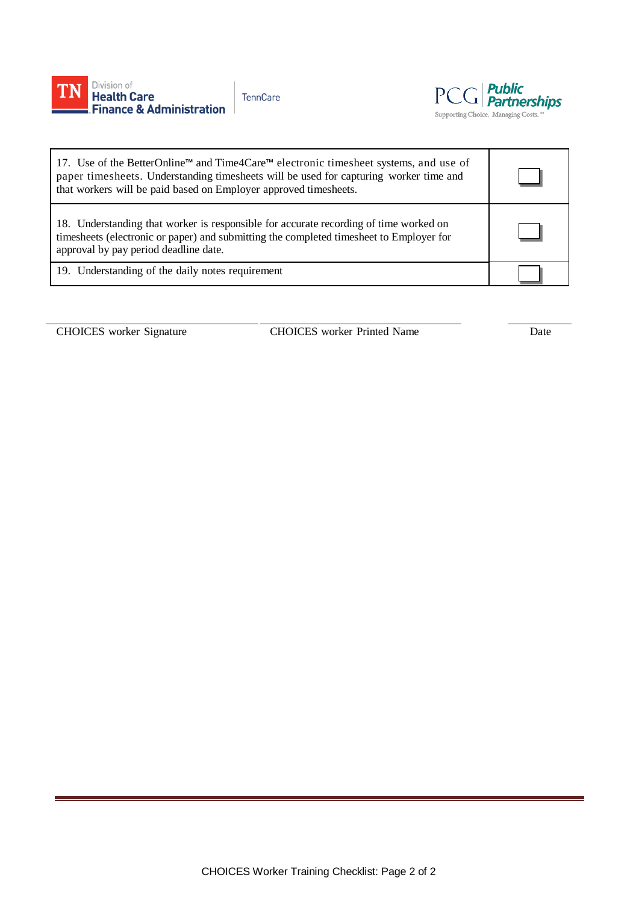| | |
|---|---|
| 17. Use of the BetterOnline™ and Time4Care™ electronic timesheet systems, and use of paper timesheets. Understanding timesheets will be used for capturing worker time and that workers will be paid based on Employer approved timesheets. | ☐ |
| 18. Understanding that worker is responsible for accurate recording of time worked on timesheets (electronic or paper) and submitting the completed timesheet to Employer for approval by pay period deadline date. | ☐ |
| 19. Understanding of the daily notes requirement | ☐ |

| | | |
|---|---|---|
| CHOICES worker Signature | CHOICES worker Printed Name | Date |